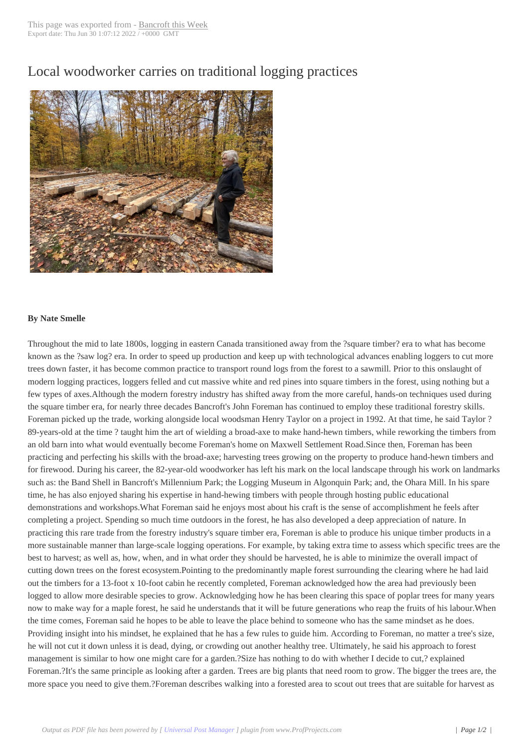# Local woodworker carries on traditional logging practices

**By Nate Smelle**

Throughout the mid to late 1800s, logging in eastern Canada transitioned away from the ?square timber? era to what has become known as the ?saw log? era. In order to speed up production and keep up with technological advances enabling loggers to cut more trees down faster, it has become common practice to transport round logs from the forest to a sawmill. Prior to this onslaught of modern logging practices, loggers felled and cut massive white and red pines into square timbers in the forest, using nothing but a few types of axes.Although the modern forestry industry has shifted away from the more careful, hands-on techniques used during the square timber era, for nearly three decades Bancroft's John Foreman has continued to employ these traditional forestry skills. Foreman picked up the trade, working alongside local woodsman Henry Taylor on a project in 1992. At that time, he said Taylor ? 89-years-old at the time ? taught him the art of wielding a broad-axe to make hand-hewn timbers, while reworking the timbers from an old barn into what would eventually become Foreman's home on Maxwell Settlement Road.Since then, Foreman has been practicing and perfecting his skills with the broad-axe; harvesting trees growing on the property to produce hand-hewn timbers and for firewood. During his career, the 82-year-old woodworker has left his mark on the local landscape through his work on landmarks such as: the Band Shell in Bancroft's Millennium Park; the Logging Museum in Algonquin Park; and, the Ohara Mill. In his spare time, he has also enjoyed sharing his expertise in hand-hewing timbers with people through hosting public educational demonstrations and workshops.What Foreman said he enjoys most about his craft is the sense of accomplishment he feels after completing a project. Spending so much time outdoors in the forest, he has also developed a deep appreciation of nature. In practicing this rare trade from the forestry industry's square timber era, Foreman is able to produce his unique timber products in a more sustainable manner than large-scale logging operations. For example, by taking extra time to assess which specific trees are the best to harvest; as well as, how, when, and in what order they should be harvested, he is able to minimize the overall impact of cutting down trees on the forest ecosystem.Pointing to the predominantly maple forest surrounding the clearing where he had laid out the timbers for a 13-foot x 10-foot cabin he recently completed, Foreman acknowledged how the area had previously been logged to allow more desirable species to grow. Acknowledging how he has been clearing this space of poplar trees for many years now to make way for a maple forest, he said he understands that it will be future generations who reap the fruits of his labour.When the time comes, Foreman said he hopes to be able to leave the place behind to someone who has the same mindset as he does. Providing insight into his mindset, he explained that he has a few rules to guide him. According to Foreman, no matter a tree's size, he will not cut it down unless it is dead, dying, or crowding out another healthy tree. Ultimately, he said his approach to forest management is similar to how one might care for a garden.?Size has nothing to do with whether I decide to cut,? explained Foreman.?It's the same principle as looking after a garden. Trees are big plants that need room to grow. The bigger the trees are, the more space you need to give them.?Foreman describes walking into a forested area to scout out trees that are suitable for harvest as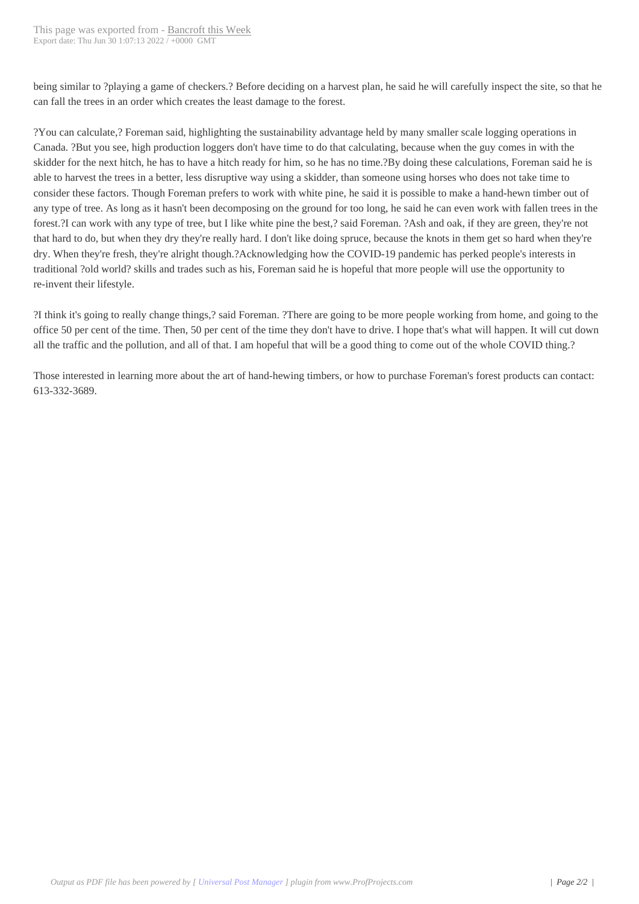being similar to ?playing a game of checkers.? Before deciding on a harvest plan, he said he will carefully inspect the site, so that he can fall the trees in an order which creates the least damage to the forest.

?You can calculate,? Foreman said, highlighting the sustainability advantage held by many smaller scale logging operations in Canada. ?But you see, high production loggers don't have time to do that calculating, because when the guy comes in with the skidder for the next hitch, he has to have a hitch ready for him, so he has no time.?By doing these calculations, Foreman said he is able to harvest the trees in a better, less disruptive way using a skidder, than someone using horses who does not take time to consider these factors. Though Foreman prefers to work with white pine, he said it is possible to make a hand-hewn timber out of any type of tree. As long as it hasn't been decomposing on the ground for too long, he said he can even work with fallen trees in the forest.?I can work with any type of tree, but I like white pine the best,? said Foreman. ?Ash and oak, if they are green, they're not that hard to do, but when they dry they're really hard. I don't like doing spruce, because the knots in them get so hard when they're dry. When they're fresh, they're alright though.?Acknowledging how the COVID-19 pandemic has perked people's interests in traditional ?old world? skills and trades such as his, Foreman said he is hopeful that more people will use the opportunity to re-invent their lifestyle.

?I think it's going to really change things,? said Foreman. ?There are going to be more people working from home, and going to the office 50 per cent of the time. Then, 50 per cent of the time they don't have to drive. I hope that's what will happen. It will cut down all the traffic and the pollution, and all of that. I am hopeful that will be a good thing to come out of the whole COVID thing.?

Those interested in learning more about the art of hand-hewing timbers, or how to purchase Foreman's forest products can contact: 613-332-3689.